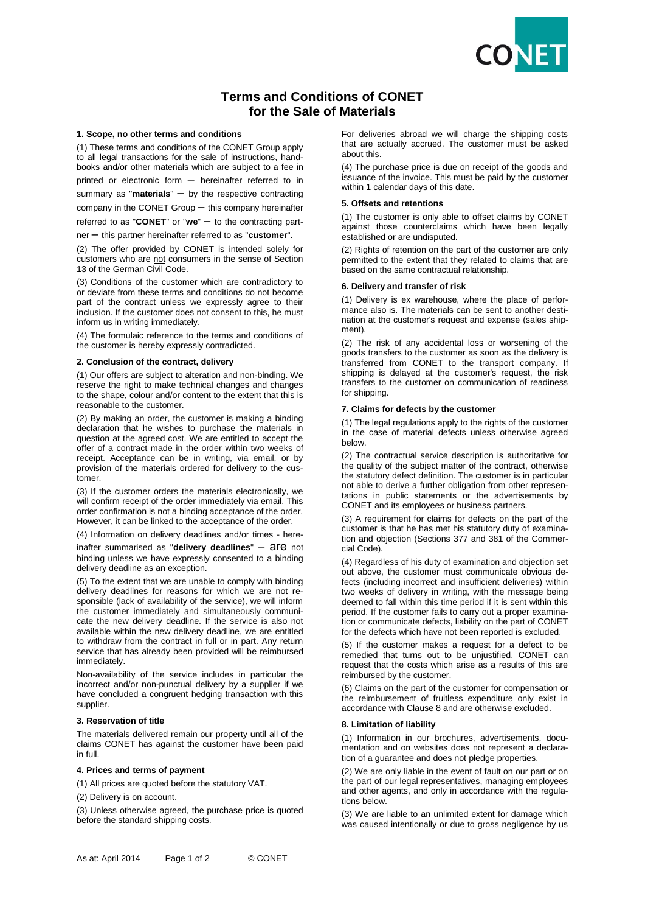# Terms and Conditions of CONET for the Sale of Materials

### 1. Scope, no other terms and conditions

(1) These terms and conditions of the CONET Group apply to all legal transactions for the sale of instructions, handbooks and/or other materials which are subject to a fee in printed or electronic form – hereinafter referred to in summary as "**materials**" – by the respective contracting company in the CONET Group – this company hereinafter referred to as "**CONET**" or "**we**" – to the contracting partner – this partner hereinafter referred to as "**customer**".

(2) The offer provided by CONET is intended solely for customers who are not consumers in the sense of Section 13 of the German Civil Code.

(3) Conditions of the customer which are contradictory to or deviate from these terms and conditions do not become part of the contract unless we expressly agree to their inclusion. If the customer does not consent to this, he must inform us in writing immediately.

(4) The formulaic reference to the terms and conditions of the customer is hereby expressly contradicted.

### 2. Conclusion of the contract, delivery

(1) Our offers are subject to alteration and non-binding. We reserve the right to make technical changes and changes to the shape, colour and/or content to the extent that this is reasonable to the customer.

(2) By making an order, the customer is making a binding declaration that he wishes to purchase the materials in question at the agreed cost. We are entitled to accept the offer of a contract made in the order within two weeks of receipt. Acceptance can be in writing, via email, or by provision of the materials ordered for delivery to the customer.

(3) If the customer orders the materials electronically, we will confirm receipt of the order immediately via email. This order confirmation is not a binding acceptance of the order. However, it can be linked to the acceptance of the order.

(4) Information on delivery deadlines and/or times - hereinafter summarised as "**delivery deadlines**" – are not binding unless we have expressly consented to a binding delivery deadline as an exception.

(5) To the extent that we are unable to comply with binding delivery deadlines for reasons for which we are not responsible (lack of availability of the service), we will inform the customer immediately and simultaneously communicate the new delivery deadline. If the service is also not available within the new delivery deadline, we are entitled to withdraw from the contract in full or in part. Any return service that has already been provided will be reimbursed immediately.

Non-availability of the service includes in particular the incorrect and/or non-punctual delivery by a supplier if we have concluded a congruent hedging transaction with this supplier.

### 3. Reservation of title

The materials delivered remain our property until all of the claims CONET has against the customer have been paid in full.

### 4. Prices and terms of payment

(1) All prices are quoted before the statutory VAT.

(2) Delivery is on account.

(3) Unless otherwise agreed, the purchase price is quoted before the standard shipping costs.

For deliveries abroad we will charge the shipping costs that are actually accrued. The customer must be asked about this.

(4) The purchase price is due on receipt of the goods and issuance of the invoice. This must be paid by the customer within 1 calendar days of this date.

### 5. Offsets and retentions

(1) The customer is only able to offset claims by CONET against those counterclaims which have been legally established or are undisputed.

(2) Rights of retention on the part of the customer are only permitted to the extent that they related to claims that are based on the same contractual relationship.

### 6. Delivery and transfer of risk

(1) Delivery is ex warehouse, where the place of performance also is. The materials can be sent to another destination at the customer's request and expense (sales shipment).

(2) The risk of any accidental loss or worsening of the goods transfers to the customer as soon as the delivery is transferred from CONET to the transport company. If shipping is delayed at the customer's request, the risk transfers to the customer on communication of readiness for shipping.

### 7. Claims for defects by the customer

(1) The legal regulations apply to the rights of the customer in the case of material defects unless otherwise agreed below.

(2) The contractual service description is authoritative for the quality of the subject matter of the contract, otherwise the statutory defect definition. The customer is in particular not able to derive a further obligation from other representations in public statements or the advertisements by CONET and its employees or business partners.

(3) A requirement for claims for defects on the part of the customer is that he has met his statutory duty of examination and objection (Sections 377 and 381 of the Commercial Code).

(4) Regardless of his duty of examination and objection set out above, the customer must communicate obvious defects (including incorrect and insufficient deliveries) within two weeks of delivery in writing, with the message being deemed to fall within this time period if it is sent within this period. If the customer fails to carry out a proper examination or communicate defects, liability on the part of CONET for the defects which have not been reported is excluded.

(5) If the customer makes a request for a defect to be remedied that turns out to be unjustified, CONET can request that the costs which arise as a results of this are reimbursed by the customer.

(6) Claims on the part of the customer for compensation or the reimbursement of fruitless expenditure only exist in accordance with Clause 8 and are otherwise excluded.

### 8. Limitation of liability

(1) Information in our brochures, advertisements, documentation and on websites does not represent a declaration of a guarantee and does not pledge properties.

(2) We are only liable in the event of fault on our part or on the part of our legal representatives, managing employees and other agents, and only in accordance with the regulations below.

(3) We are liable to an unlimited extent for damage which was caused intentionally or due to gross negligence by us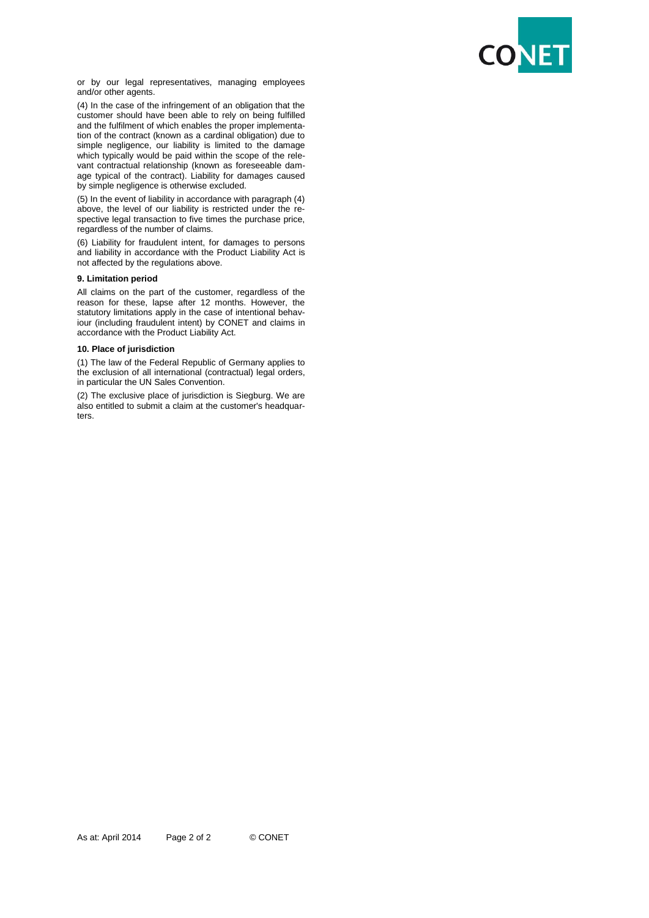or by our legal representatives, managing employees and/or other agents.

(4) In the case of the infringement of an obligation that the customer should have been able to rely on being fulfilled and the fulfilment of which enables the proper implementation of the contract (known as a cardinal obligation) due to simple negligence, our liability is limited to the damage which typically would be paid within the scope of the relevant contractual relationship (known as foreseeable damage typical of the contract). Liability for damages caused by simple negligence is otherwise excluded.

(5) In the event of liability in accordance with paragraph (4) above, the level of our liability is restricted under the respective legal transaction to five times the purchase price, regardless of the number of claims.

(6) Liability for fraudulent intent, for damages to persons and liability in accordance with the Product Liability Act is not affected by the regulations above.

**9. Limitation period**

All claims on the part of the customer, regardless of the reason for these, lapse after 12 months. However, the statutory limitations apply in the case of intentional behaviour (including fraudulent intent) by CONET and claims in accordance with the Product Liability Act.

**10. Place of jurisdiction**

(1) The law of the Federal Republic of Germany applies to the exclusion of all international (contractual) legal orders, in particular the UN Sales Convention.

(2) The exclusive place of jurisdiction is Siegburg. We are also entitled to submit a claim at the customer's headquarters.